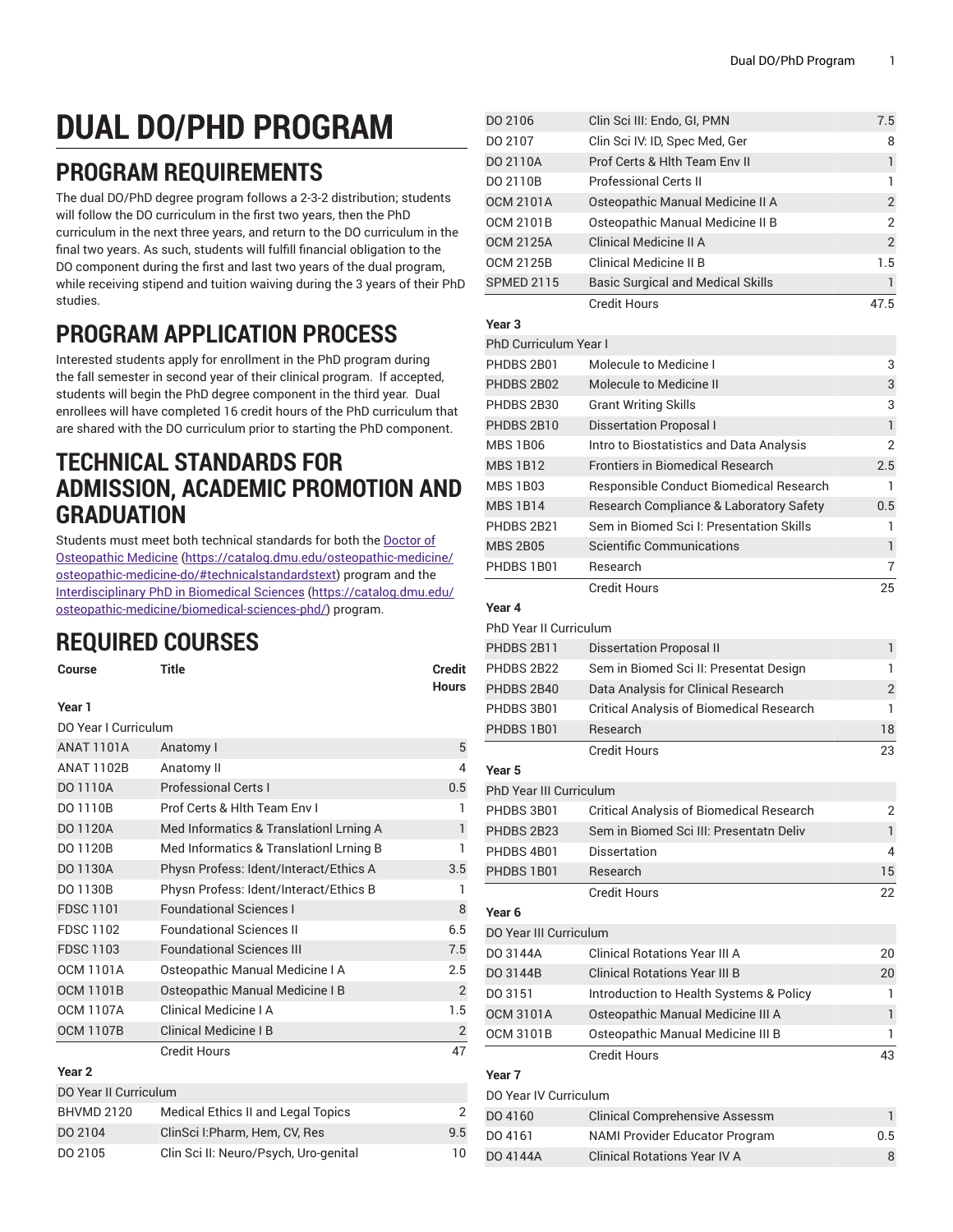# DUAL DO/PHD PROGRAM

## PROGRAM REQUIREMENTS

The dual DO/PhD degree program follows a 2-3-2 distribution; students will follow the DO curriculum in the first two years, then the PhD curriculum in the next three years, and return to the DO curriculum in the final two years. As such, students will fulfill financial obligation to the DO component during the first and last two years of the dual program, while receiving stipend and tuition waiving during the 3 years of their PhD studies.

## PROGRAM APPLICATION PROCESS

Interested students apply for enrollment in the PhD program during the fall semester in second year of their clinical program. If accepted, students will begin the PhD degree component in the third year. Dual enrollees will have completed 16 credit hours of the PhD curriculum that are shared with the DO curriculum prior to starting the PhD component.

## TECHNICAL STANDARDS FOR ADMISSION, ACADEMIC PROMOTION AND GRADUATION

Students must meet both technical standards for both the [Doctor of Osteopathic Medicine](https://catalog.dmu.edu/osteopathic-medicine/osteopathic-medicine-do/#technicalstandardstext) (https://catalog.dmu.edu/osteopathic-medicine/osteopathic-medicine-do/#technicalstandardstext) program and the [Interdisciplinary PhD in Biomedical Sciences](https://catalog.dmu.edu/osteopathic-medicine/biomedical-sciences-phd/) (https://catalog.dmu.edu/osteopathic-medicine/biomedical-sciences-phd/) program.

## REQUIRED COURSES

| Course | Title | Credit Hours |
|---|---|---|
| **Year 1** | | |
| DO Year I Curriculum | | |
| ANAT 1101A | Anatomy I | 5 |
| ANAT 1102B | Anatomy II | 4 |
| DO 1110A | Professional Certs I | 0.5 |
| DO 1110B | Prof Certs & Hlth Team Env I | 1 |
| DO 1120A | Med Informatics & Translationl Lrning A | 1 |
| DO 1120B | Med Informatics & Translationl Lrning B | 1 |
| DO 1130A | Physn Profess: Ident/Interact/Ethics A | 3.5 |
| DO 1130B | Physn Profess: Ident/Interact/Ethics B | 1 |
| FDSC 1101 | Foundational Sciences I | 8 |
| FDSC 1102 | Foundational Sciences II | 6.5 |
| FDSC 1103 | Foundational Sciences III | 7.5 |
| OCM 1101A | Osteopathic Manual Medicine I A | 2.5 |
| OCM 1101B | Osteopathic Manual Medicine I B | 2 |
| OCM 1107A | Clinical Medicine I A | 1.5 |
| OCM 1107B | Clinical Medicine I B | 2 |
| | Credit Hours | 47 |
| **Year 2** | | |
| DO Year II Curriculum | | |
| BHVMD 2120 | Medical Ethics II and Legal Topics | 2 |
| DO 2104 | ClinSci I:Pharm, Hem, CV, Res | 9.5 |
| DO 2105 | Clin Sci II: Neuro/Psych, Uro-genital | 10 |
| DO 2106 | Clin Sci III: Endo, GI, PMN | 7.5 |
| DO 2107 | Clin Sci IV: ID, Spec Med, Ger | 8 |
| DO 2110A | Prof Certs & Hlth Team Env II | 1 |
| DO 2110B | Professional Certs II | 1 |
| OCM 2101A | Osteopathic Manual Medicine II A | 2 |
| OCM 2101B | Osteopathic Manual Medicine II B | 2 |
| OCM 2125A | Clinical Medicine II A | 2 |
| OCM 2125B | Clinical Medicine II B | 1.5 |
| SPMED 2115 | Basic Surgical and Medical Skills | 1 |
| | Credit Hours | 47.5 |
| **Year 3** | | |
| PhD Curriculum Year I | | |
| PHDBS 2B01 | Molecule to Medicine I | 3 |
| PHDBS 2B02 | Molecule to Medicine II | 3 |
| PHDBS 2B30 | Grant Writing Skills | 3 |
| PHDBS 2B10 | Dissertation Proposal I | 1 |
| MBS 1B06 | Intro to Biostatistics and Data Analysis | 2 |
| MBS 1B12 | Frontiers in Biomedical Research | 2.5 |
| MBS 1B03 | Responsible Conduct Biomedical Research | 1 |
| MBS 1B14 | Research Compliance & Laboratory Safety | 0.5 |
| PHDBS 2B21 | Sem in Biomed Sci I: Presentation Skills | 1 |
| MBS 2B05 | Scientific Communications | 1 |
| PHDBS 1B01 | Research | 7 |
| | Credit Hours | 25 |
| **Year 4** | | |
| PhD Year II Curriculum | | |
| PHDBS 2B11 | Dissertation Proposal II | 1 |
| PHDBS 2B22 | Sem in Biomed Sci II: Presentat Design | 1 |
| PHDBS 2B40 | Data Analysis for Clinical Research | 2 |
| PHDBS 3B01 | Critical Analysis of Biomedical Research | 1 |
| PHDBS 1B01 | Research | 18 |
| | Credit Hours | 23 |
| **Year 5** | | |
| PhD Year III Curriculum | | |
| PHDBS 3B01 | Critical Analysis of Biomedical Research | 2 |
| PHDBS 2B23 | Sem in Biomed Sci III: Presentatn Deliv | 1 |
| PHDBS 4B01 | Dissertation | 4 |
| PHDBS 1B01 | Research | 15 |
| | Credit Hours | 22 |
| **Year 6** | | |
| DO Year III Curriculum | | |
| DO 3144A | Clinical Rotations Year III A | 20 |
| DO 3144B | Clinical Rotations Year III B | 20 |
| DO 3151 | Introduction to Health Systems & Policy | 1 |
| OCM 3101A | Osteopathic Manual Medicine III A | 1 |
| OCM 3101B | Osteopathic Manual Medicine III B | 1 |
| | Credit Hours | 43 |
| **Year 7** | | |
| DO Year IV Curriculum | | |
| DO 4160 | Clinical Comprehensive Assessm | 1 |
| DO 4161 | NAMI Provider Educator Program | 0.5 |
| DO 4144A | Clinical Rotations Year IV A | 8 |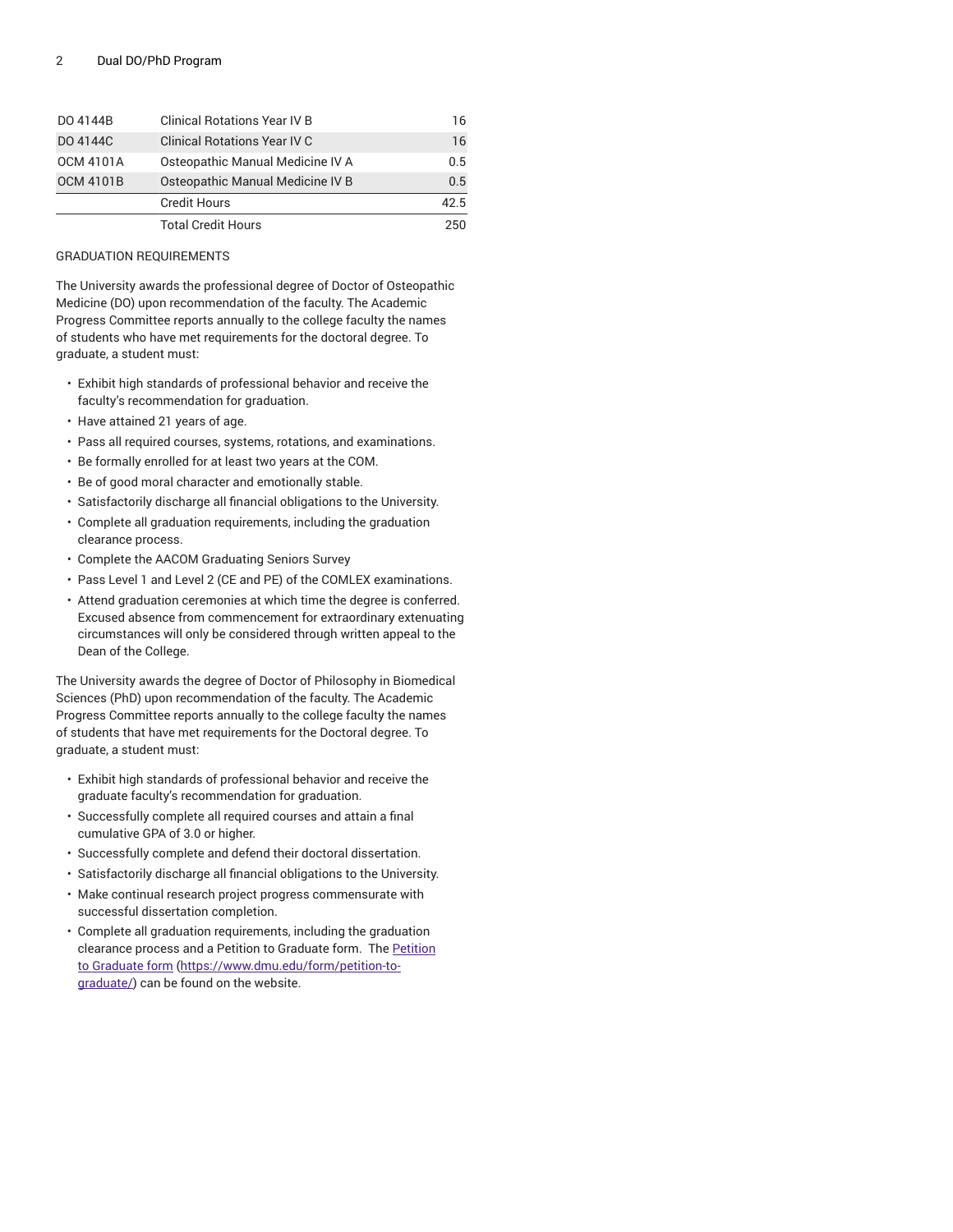| | | |
|---|---|---|
| DO 4144B | Clinical Rotations Year IV B | 16 |
| DO 4144C | Clinical Rotations Year IV C | 16 |
| OCM 4101A | Osteopathic Manual Medicine IV A | 0.5 |
| OCM 4101B | Osteopathic Manual Medicine IV B | 0.5 |
| | Credit Hours | 42.5 |
| | Total Credit Hours | 250 |

GRADUATION REQUIREMENTS

The University awards the professional degree of Doctor of Osteopathic Medicine (DO) upon recommendation of the faculty. The Academic Progress Committee reports annually to the college faculty the names of students who have met requirements for the doctoral degree. To graduate, a student must:

- Exhibit high standards of professional behavior and receive the faculty's recommendation for graduation.
- Have attained 21 years of age.
- Pass all required courses, systems, rotations, and examinations.
- Be formally enrolled for at least two years at the COM.
- Be of good moral character and emotionally stable.
- Satisfactorily discharge all financial obligations to the University.
- Complete all graduation requirements, including the graduation clearance process.
- Complete the AACOM Graduating Seniors Survey
- Pass Level 1 and Level 2 (CE and PE) of the COMLEX examinations.
- Attend graduation ceremonies at which time the degree is conferred. Excused absence from commencement for extraordinary extenuating circumstances will only be considered through written appeal to the Dean of the College.

The University awards the degree of Doctor of Philosophy in Biomedical Sciences (PhD) upon recommendation of the faculty. The Academic Progress Committee reports annually to the college faculty the names of students that have met requirements for the Doctoral degree. To graduate, a student must:

- Exhibit high standards of professional behavior and receive the graduate faculty's recommendation for graduation.
- Successfully complete all required courses and attain a final cumulative GPA of 3.0 or higher.
- Successfully complete and defend their doctoral dissertation.
- Satisfactorily discharge all financial obligations to the University.
- Make continual research project progress commensurate with successful dissertation completion.
- Complete all graduation requirements, including the graduation clearance process and a Petition to Graduate form. The [Petition to Graduate form](https://www.dmu.edu/form/petition-to-graduate/) (https://www.dmu.edu/form/petition-to-graduate/) can be found on the website.